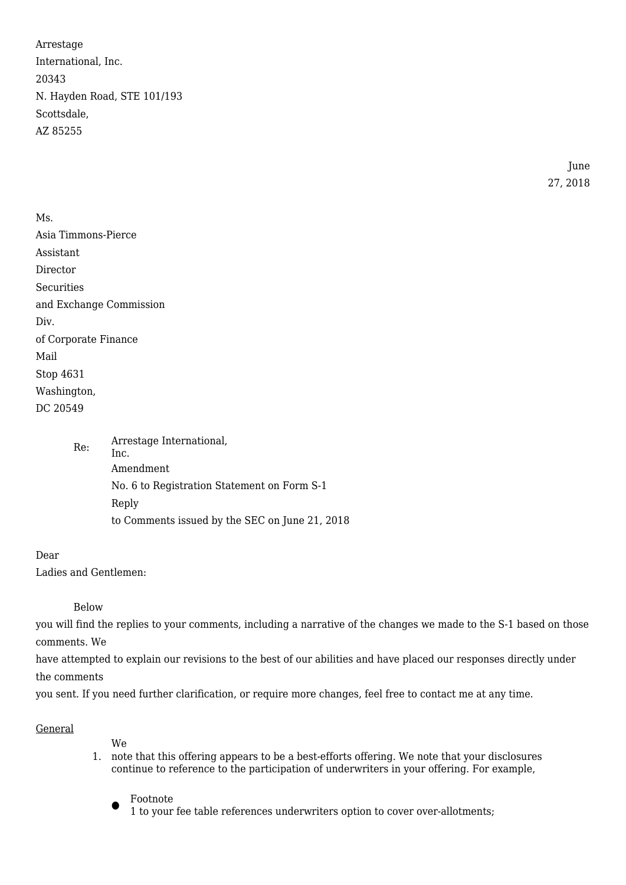Arrestage International, Inc.
20343 N. Hayden Road, STE 101/193
Scottsdale, AZ 85255

June 27, 2018

Ms. Asia Timmons-Pierce
Assistant Director
Securities and Exchange Commission
Div. of Corporate Finance
Mail Stop 4631
Washington, DC 20549

Re: Arrestage International, Inc.
Amendment No. 6 to Registration Statement on Form S-1
Reply to Comments issued by the SEC on June 21, 2018

Dear Ladies and Gentlemen:

Below you will find the replies to your comments, including a narrative of the changes we made to the S-1 based on those comments. We have attempted to explain our revisions to the best of our abilities and have placed our responses directly under the comments you sent. If you need further clarification, or require more changes, feel free to contact me at any time.

General

1. We note that this offering appears to be a best-efforts offering. We note that your disclosures continue to reference to the participation of underwriters in your offering. For example,

- Footnote 1 to your fee table references underwriters option to cover over-allotments;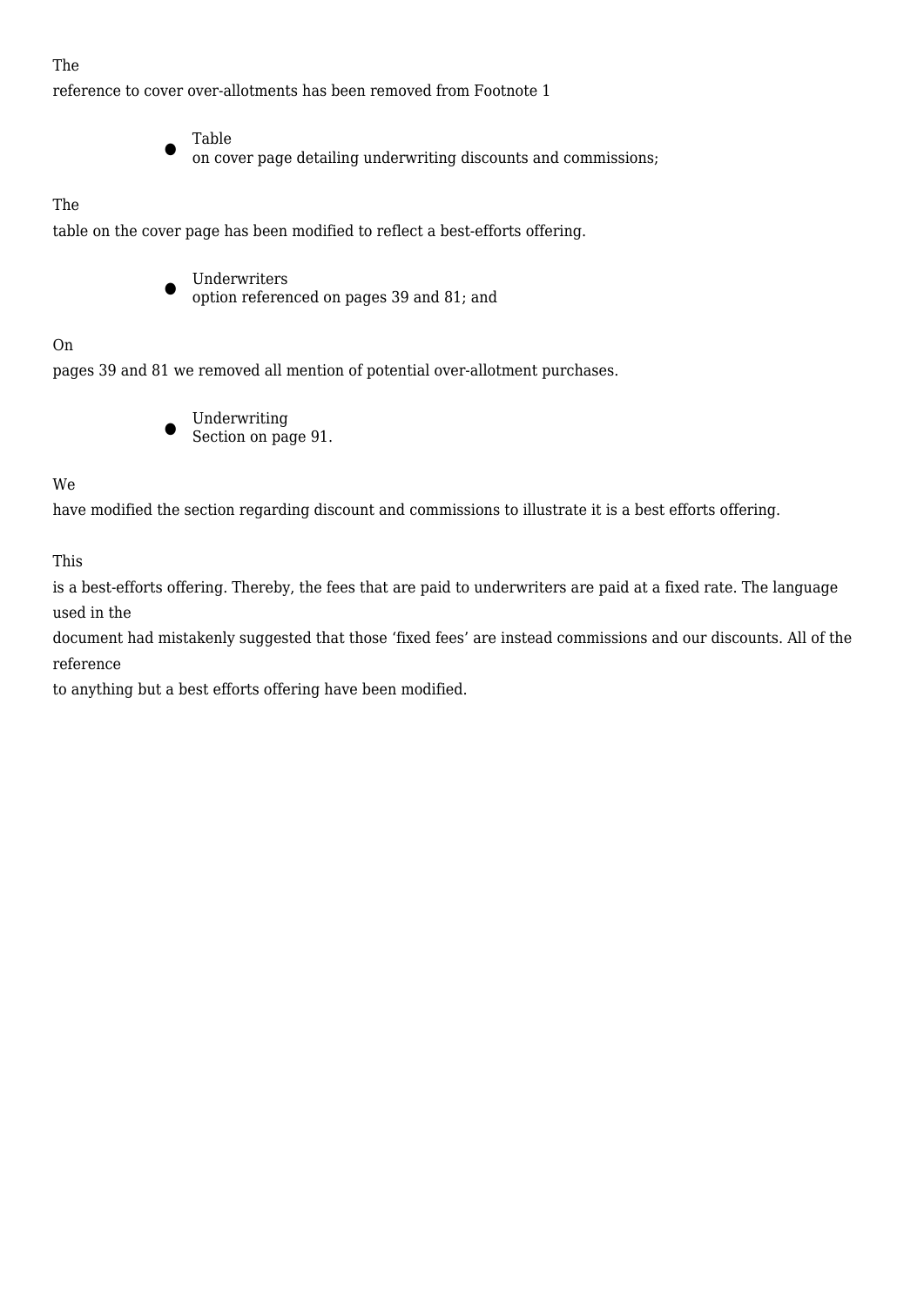The reference to cover over-allotments has been removed from Footnote 1

- Table on cover page detailing underwriting discounts and commissions;

The table on the cover page has been modified to reflect a best-efforts offering.

- Underwriters option referenced on pages 39 and 81; and

On pages 39 and 81 we removed all mention of potential over-allotment purchases.

- Underwriting Section on page 91.

We have modified the section regarding discount and commissions to illustrate it is a best efforts offering.

This is a best-efforts offering. Thereby, the fees that are paid to underwriters are paid at a fixed rate. The language used in the document had mistakenly suggested that those 'fixed fees' are instead commissions and our discounts. All of the reference to anything but a best efforts offering have been modified.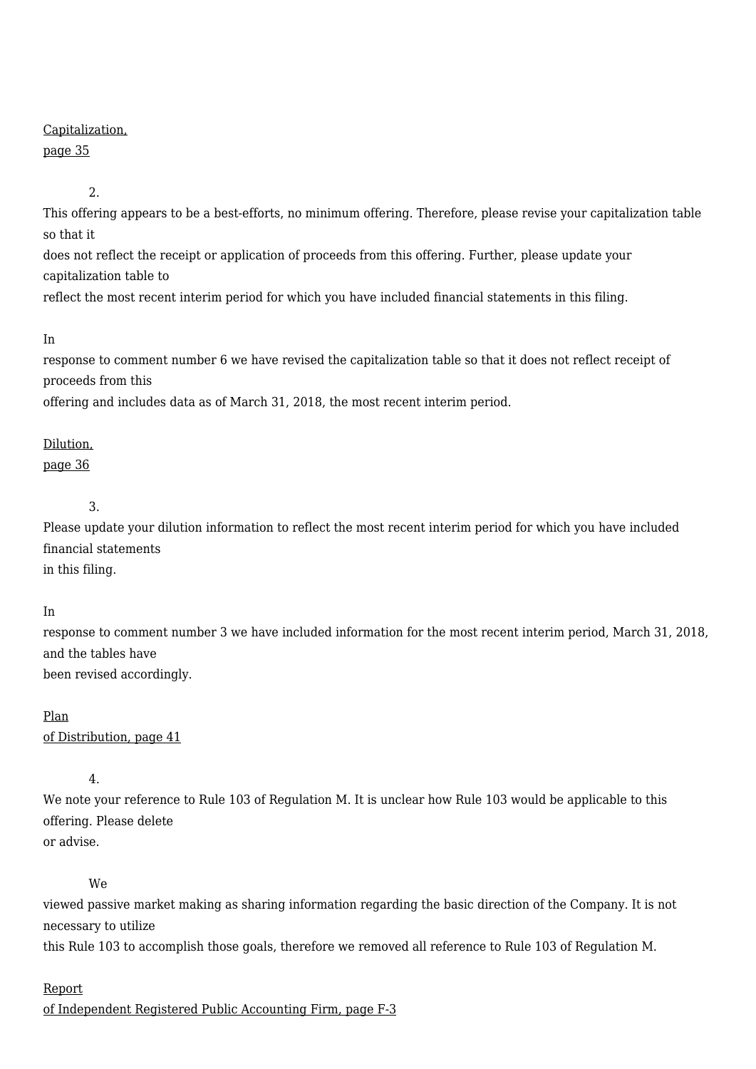Capitalization, page 35

2. This offering appears to be a best-efforts, no minimum offering. Therefore, please revise your capitalization table so that it does not reflect the receipt or application of proceeds from this offering. Further, please update your capitalization table to reflect the most recent interim period for which you have included financial statements in this filing.

In response to comment number 6 we have revised the capitalization table so that it does not reflect receipt of proceeds from this offering and includes data as of March 31, 2018, the most recent interim period.

Dilution, page 36

3. Please update your dilution information to reflect the most recent interim period for which you have included financial statements in this filing.

In response to comment number 3 we have included information for the most recent interim period, March 31, 2018, and the tables have been revised accordingly.

Plan of Distribution, page 41

4. We note your reference to Rule 103 of Regulation M. It is unclear how Rule 103 would be applicable to this offering. Please delete or advise.

We viewed passive market making as sharing information regarding the basic direction of the Company. It is not necessary to utilize this Rule 103 to accomplish those goals, therefore we removed all reference to Rule 103 of Regulation M.

Report of Independent Registered Public Accounting Firm, page F-3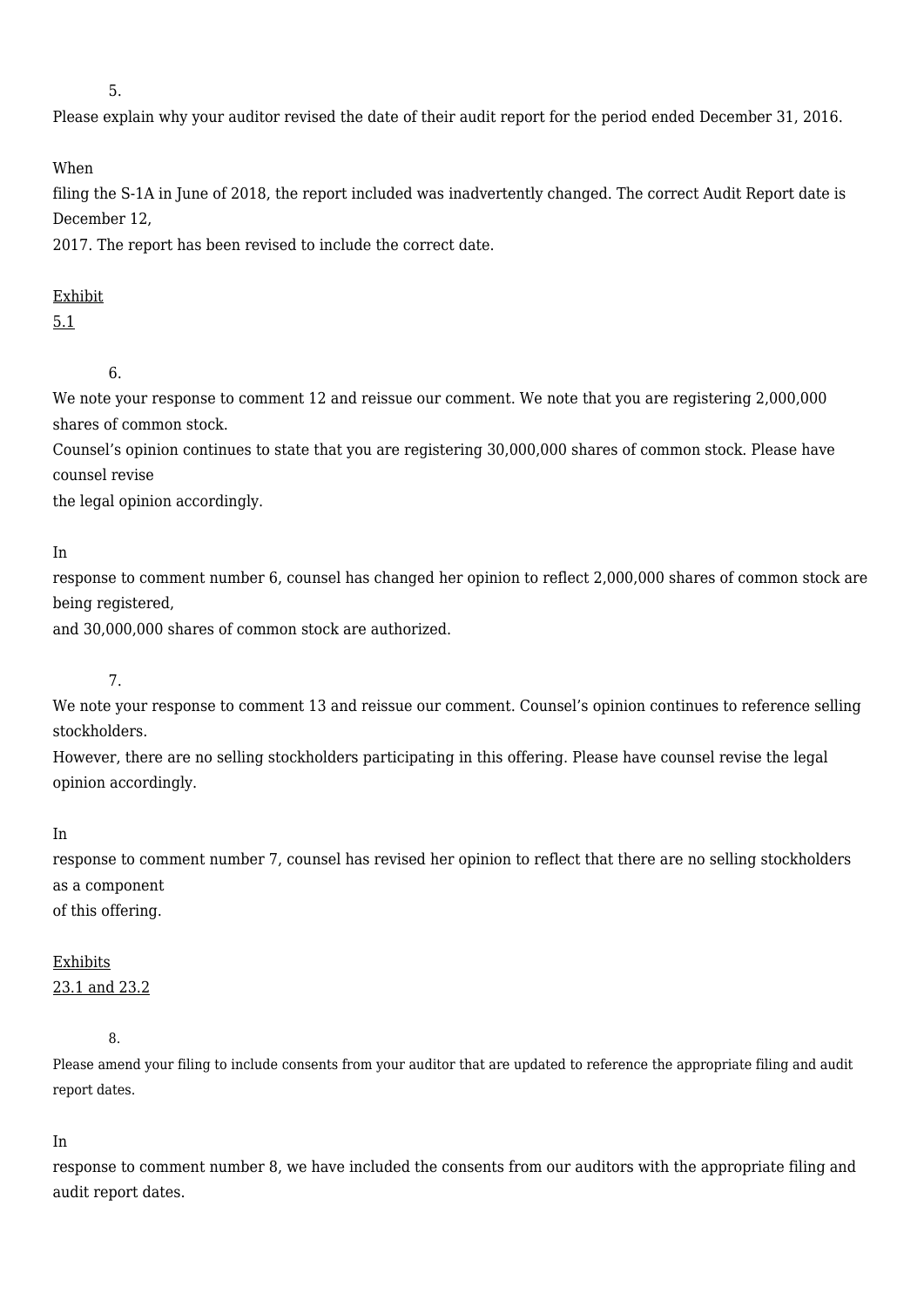5.

Please explain why your auditor revised the date of their audit report for the period ended December 31, 2016.

When filing the S-1A in June of 2018, the report included was inadvertently changed. The correct Audit Report date is December 12, 2017. The report has been revised to include the correct date.

<u>Exhibit 5.1</u>

6.

We note your response to comment 12 and reissue our comment. We note that you are registering 2,000,000 shares of common stock. Counsel's opinion continues to state that you are registering 30,000,000 shares of common stock. Please have counsel revise the legal opinion accordingly.

In response to comment number 6, counsel has changed her opinion to reflect 2,000,000 shares of common stock are being registered, and 30,000,000 shares of common stock are authorized.

7.

We note your response to comment 13 and reissue our comment. Counsel's opinion continues to reference selling stockholders. However, there are no selling stockholders participating in this offering. Please have counsel revise the legal opinion accordingly.

In response to comment number 7, counsel has revised her opinion to reflect that there are no selling stockholders as a component of this offering.

<u>Exhibits 23.1 and 23.2</u>

8.

Please amend your filing to include consents from your auditor that are updated to reference the appropriate filing and audit report dates.

In response to comment number 8, we have included the consents from our auditors with the appropriate filing and audit report dates.